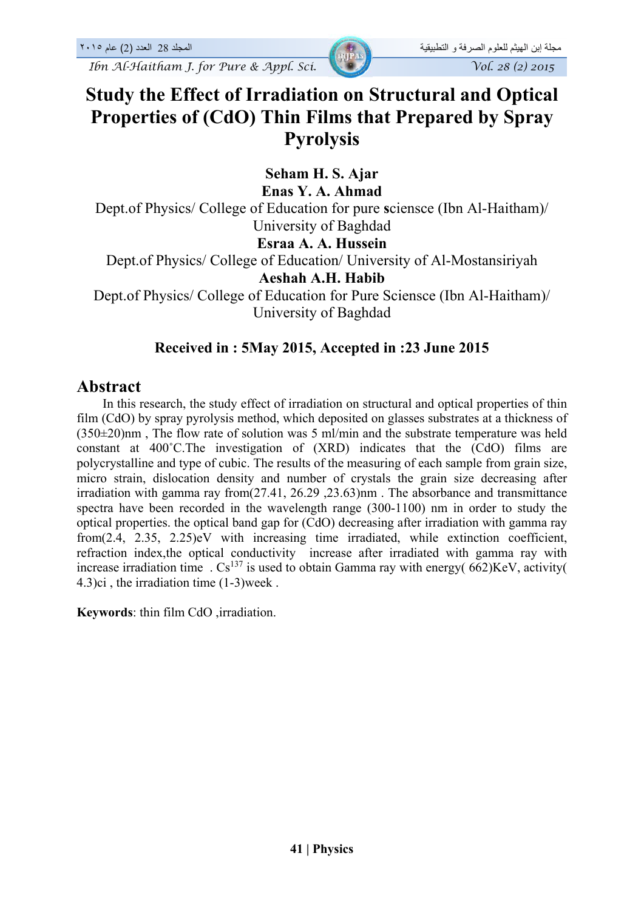# Study the Effect of Irradiation on Structural and Optical Properties of (CdO) Thin Films that Prepared by Spray Pyrolysis

**Seham H. S. Ajar**
**Enas Y. A. Ahmad**
Dept.of Physics/ College of Education for pure **s**ciensce (Ibn Al-Haitham)/ University of Baghdad
**Esraa A. A. Hussein**
Dept.of Physics/ College of Education/ University of Al-Mostansiriyah
**Aeshah A.H. Habib**
Dept.of Physics/ College of Education for Pure Sciensce (Ibn Al-Haitham)/ University of Baghdad

**Received in : 5May 2015, Accepted in :23 June 2015**

## Abstract

In this research, the study effect of irradiation on structural and optical properties of thin film (CdO) by spray pyrolysis method, which deposited on glasses substrates at a thickness of (350±20)nm , The flow rate of solution was 5 ml/min and the substrate temperature was held constant at 400˚C.The investigation of (XRD) indicates that the (CdO) films are polycrystalline and type of cubic. The results of the measuring of each sample from grain size, micro strain, dislocation density and number of crystals the grain size decreasing after irradiation with gamma ray from(27.41, 26.29 ,23.63)nm . The absorbance and transmittance spectra have been recorded in the wavelength range (300-1100) nm in order to study the optical properties. the optical band gap for (CdO) decreasing after irradiation with gamma ray from(2.4, 2.35, 2.25)eV with increasing time irradiated, while extinction coefficient, refraction index,the optical conductivity increase after irradiated with gamma ray with increase irradiation time . $Cs^{137}$ is used to obtain Gamma ray with energy( 662)KeV, activity( 4.3)ci , the irradiation time (1-3)week .

**Keywords**: thin film CdO ,irradiation.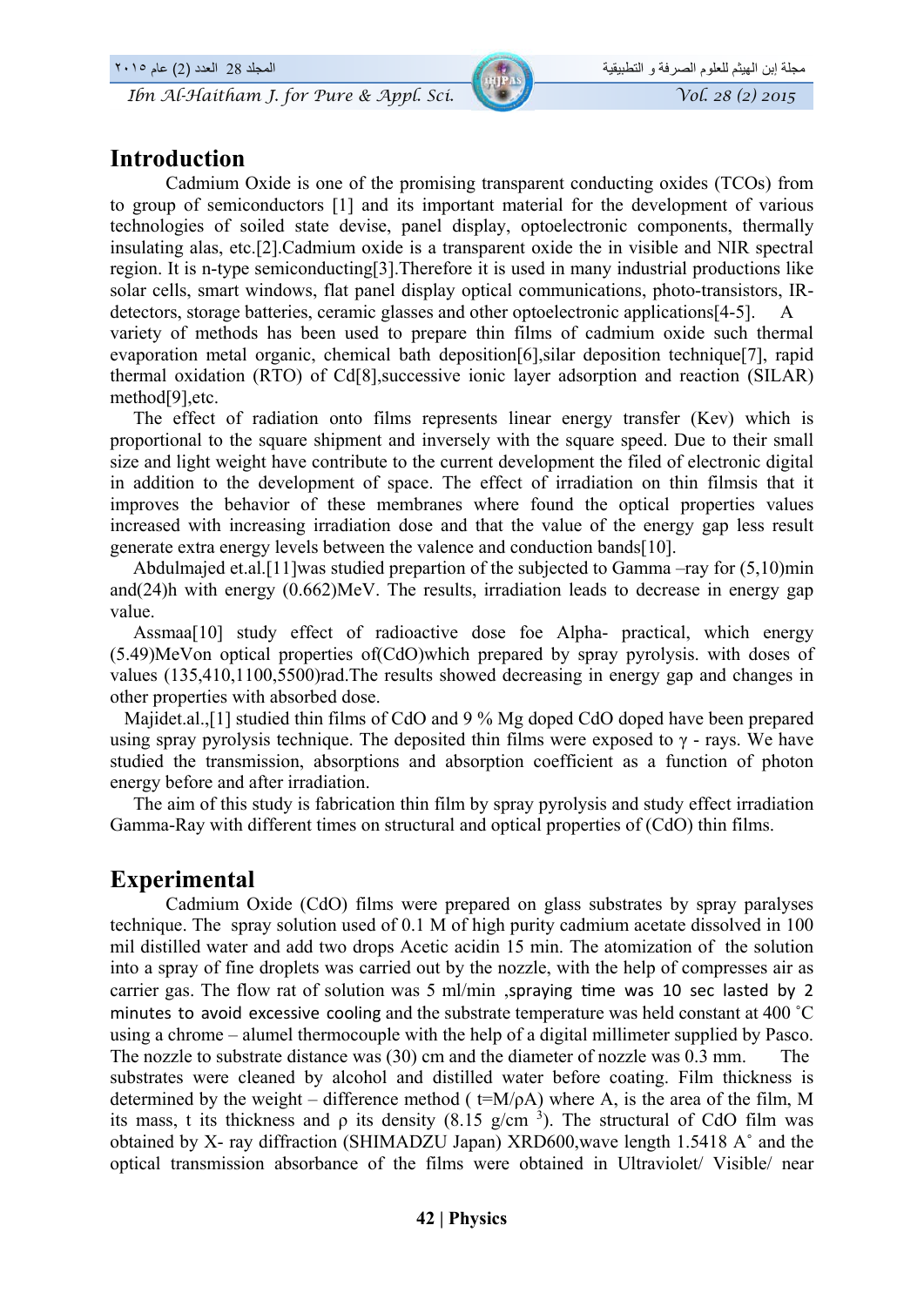## Introduction

Cadmium Oxide is one of the promising transparent conducting oxides (TCOs) from to group of semiconductors [1] and its important material for the development of various technologies of soiled state devise, panel display, optoelectronic components, thermally insulating alas, etc.[2].Cadmium oxide is a transparent oxide the in visible and NIR spectral region. It is n-type semiconducting[3].Therefore it is used in many industrial productions like solar cells, smart windows, flat panel display optical communications, photo-transistors, IR-detectors, storage batteries, ceramic glasses and other optoelectronic applications[4-5]. A variety of methods has been used to prepare thin films of cadmium oxide such thermal evaporation metal organic, chemical bath deposition[6],silar deposition technique[7], rapid thermal oxidation (RTO) of Cd[8],successive ionic layer adsorption and reaction (SILAR) method[9],etc.

The effect of radiation onto films represents linear energy transfer (Kev) which is proportional to the square shipment and inversely with the square speed. Due to their small size and light weight have contribute to the current development the filed of electronic digital in addition to the development of space. The effect of irradiation on thin filmsis that it improves the behavior of these membranes where found the optical properties values increased with increasing irradiation dose and that the value of the energy gap less result generate extra energy levels between the valence and conduction bands[10].

Abdulmajed et.al.[11]was studied prepartion of the subjected to Gamma –ray for (5,10)min and(24)h with energy (0.662)MeV. The results, irradiation leads to decrease in energy gap value.

Assmaa[10] study effect of radioactive dose foe Alpha- practical, which energy (5.49)MeVon optical properties of(CdO)which prepared by spray pyrolysis. with doses of values (135,410,1100,5500)rad.The results showed decreasing in energy gap and changes in other properties with absorbed dose.

Majidet.al.,[1] studied thin films of CdO and 9 % Mg doped CdO doped have been prepared using spray pyrolysis technique. The deposited thin films were exposed to γ - rays. We have studied the transmission, absorptions and absorption coefficient as a function of photon energy before and after irradiation.

The aim of this study is fabrication thin film by spray pyrolysis and study effect irradiation Gamma-Ray with different times on structural and optical properties of (CdO) thin films.

## Experimental

Cadmium Oxide (CdO) films were prepared on glass substrates by spray paralyses technique. The spray solution used of 0.1 M of high purity cadmium acetate dissolved in 100 mil distilled water and add two drops Acetic acidin 15 min. The atomization of the solution into a spray of fine droplets was carried out by the nozzle, with the help of compresses air as carrier gas. The flow rat of solution was 5 ml/min ,spraying time was 10 sec lasted by 2 minutes to avoid excessive cooling and the substrate temperature was held constant at 400 ˚C using a chrome – alumel thermocouple with the help of a digital millimeter supplied by Pasco. The nozzle to substrate distance was (30) cm and the diameter of nozzle was 0.3 mm. The substrates were cleaned by alcohol and distilled water before coating. Film thickness is determined by the weight – difference method ( $t=M/\rho A$) where A, is the area of the film, M its mass, t its thickness and ρ its density (8.15 g/cm $^3$). The structural of CdO film was obtained by X- ray diffraction (SHIMADZU Japan) XRD600,wave length 1.5418 A˚ and the optical transmission absorbance of the films were obtained in Ultraviolet/ Visible/ near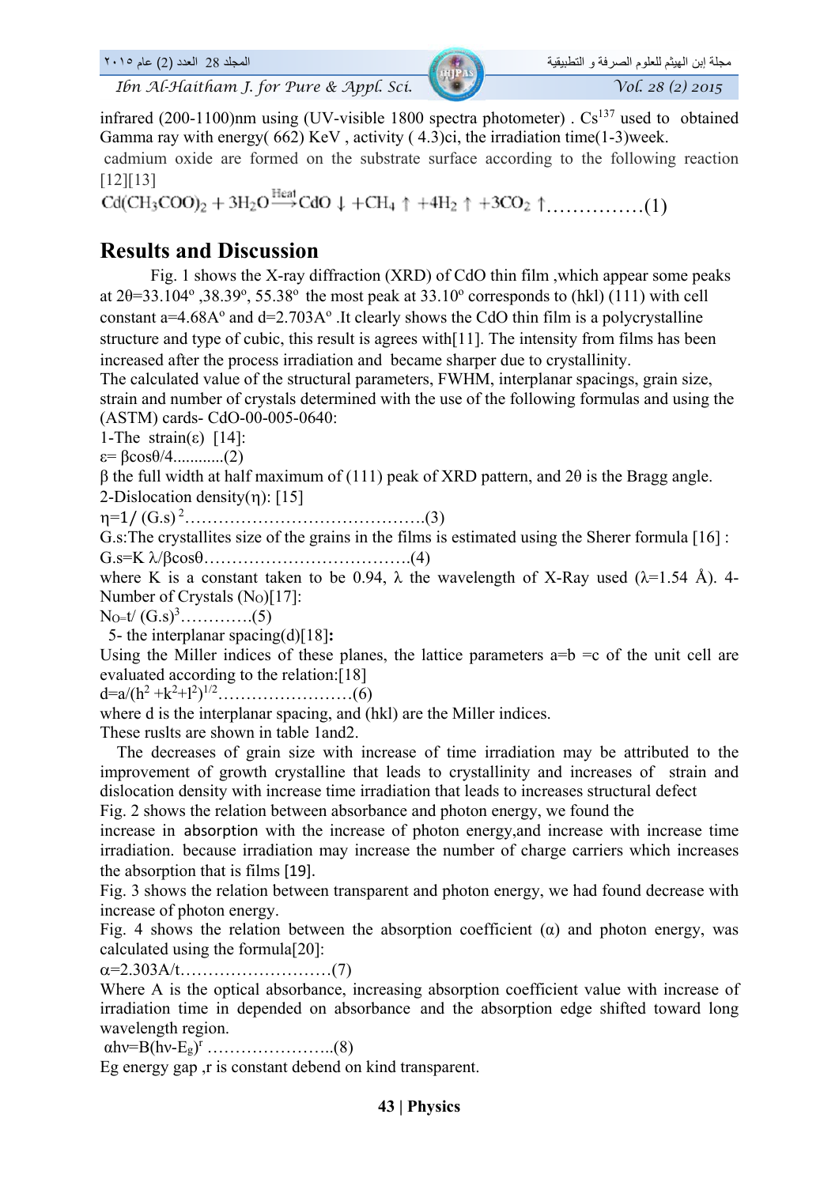infrared (200-1100)nm using (UV-visible 1800 spectra photometer) . $Cs^{137}$ used to obtained Gamma ray with energy( 662) KeV , activity ( 4.3)ci, the irradiation time(1-3)week.

cadmium oxide are formed on the substrate surface according to the following reaction [12][13]

$$Cd(CH_3COO)_2 + 3H_2O \xrightarrow{Heat} CdO \downarrow + CH_4 \uparrow + 4H_2 \uparrow + 3CO_2 \uparrow \quad \ldots\ldots\ldots\ldots\ldots(1)$$

## Results and Discussion

Fig. 1 shows the X-ray diffraction (XRD) of CdO thin film ,which appear some peaks at $2\theta=33.104^o$ ,$38.39^o$, $55.38^o$ the most peak at $33.10^o$ corresponds to (hkl) (111) with cell constant a=4.68A° and d=2.703A° .It clearly shows the CdO thin film is a polycrystalline structure and type of cubic, this result is agrees with[11]. The intensity from films has been increased after the process irradiation and became sharper due to crystallinity.

The calculated value of the structural parameters, FWHM, interplanar spacings, grain size, strain and number of crystals determined with the use of the following formulas and using the (ASTM) cards- CdO-00-005-0640:

1-The strain($\varepsilon$) [14]:

$\varepsilon= \beta\cos\theta/4$............(2)

$\beta$ the full width at half maximum of (111) peak of XRD pattern, and $2\theta$ is the Bragg angle.

2-Dislocation density($\eta$): [15]

$\eta=1/ (G.s)^2$……………………………………..(3)

G.s:The crystallites size of the grains in the films is estimated using the Sherer formula [16] :

$G.s=K \lambda/\beta\cos\theta$……………………………….(4)

where K is a constant taken to be 0.94, $\lambda$ the wavelength of X-Ray used ($\lambda$=1.54 Å). 4-Number of Crystals ($N_O$)[17]:

$N_O=t/ (G.s)^3$………….(5)

5- the interplanar spacing(d)[18]**:**

Using the Miller indices of these planes, the lattice parameters a=b =c of the unit cell are evaluated according to the relation:[18]

$d=a/(h^2 +k^2+l^2)^{1/2}$……………………(6)

where d is the interplanar spacing, and (hkl) are the Miller indices.

These ruslts are shown in table 1and2.

The decreases of grain size with increase of time irradiation may be attributed to the improvement of growth crystalline that leads to crystallinity and increases of strain and dislocation density with increase time irradiation that leads to increases structural defect

Fig. 2 shows the relation between absorbance and photon energy, we found the increase in absorption with the increase of photon energy,and increase with increase time irradiation. because irradiation may increase the number of charge carriers which increases the absorption that is films [19].

Fig. 3 shows the relation between transparent and photon energy, we had found decrease with increase of photon energy.

Fig. 4 shows the relation between the absorption coefficient ($\alpha$) and photon energy, was calculated using the formula[20]:

$\alpha=2.303A/t$………………………(7)

Where A is the optical absorbance, increasing absorption coefficient value with increase of irradiation time in depended on absorbance and the absorption edge shifted toward long wavelength region.

$\alpha h\nu=B(h\nu-E_g)^r$ …………………..(8)

Eg energy gap ,r is constant debend on kind transparent.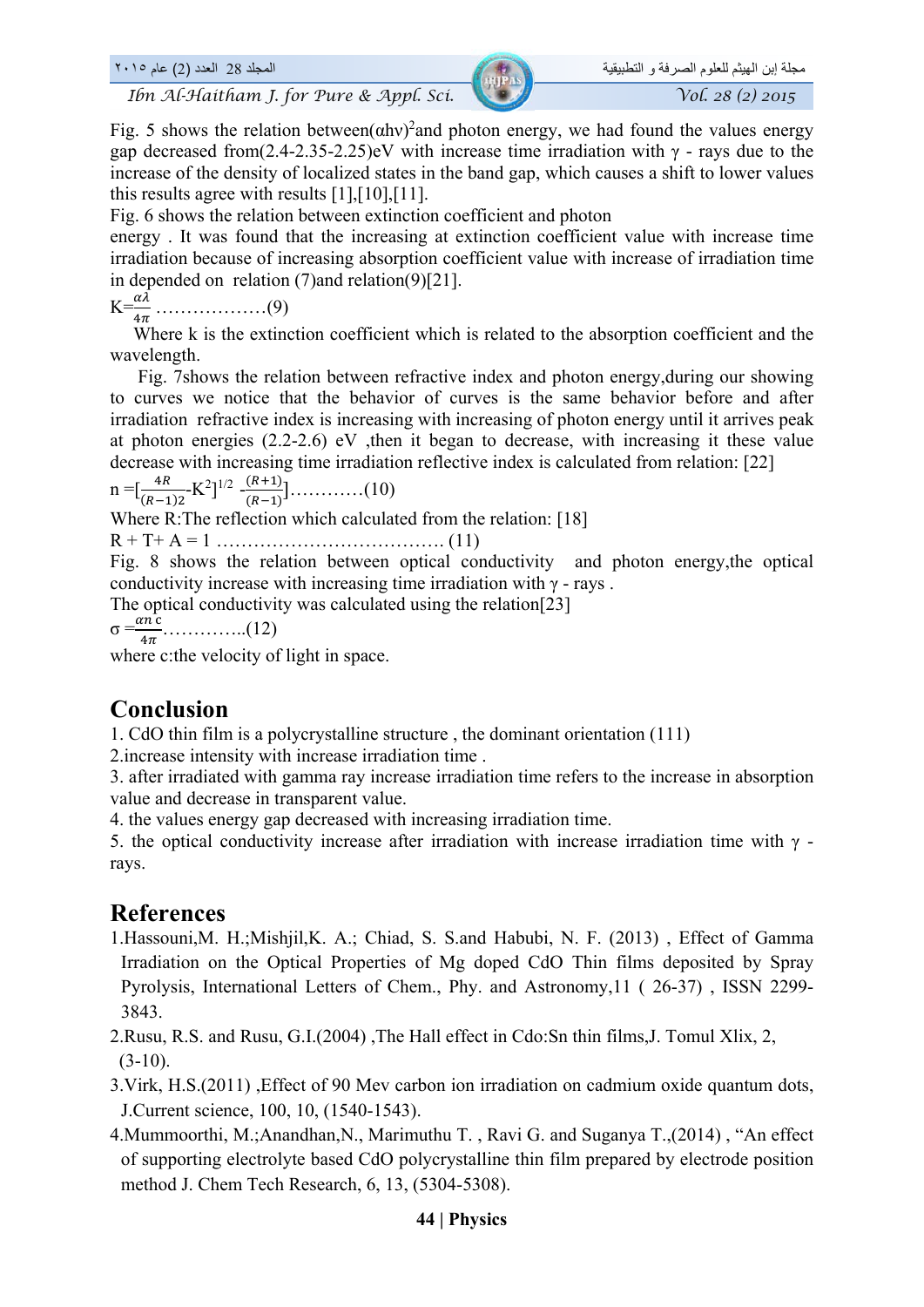Fig. 5 shows the relation between$(\alpha h\nu)^2$and photon energy, we had found the values energy gap decreased from(2.4-2.35-2.25)eV with increase time irradiation with γ - rays due to the increase of the density of localized states in the band gap, which causes a shift to lower values this results agree with results [1],[10],[11].

Fig. 6 shows the relation between extinction coefficient and photon energy . It was found that the increasing at extinction coefficient value with increase time irradiation because of increasing absorption coefficient value with increase of irradiation time in depended on relation (7)and relation(9)[21].

$$K=\frac{\alpha\lambda}{4\pi} \quad \text{………………(9)}$$

Where k is the extinction coefficient which is related to the absorption coefficient and the wavelength.

Fig. 7shows the relation between refractive index and photon energy,during our showing to curves we notice that the behavior of curves is the same behavior before and after irradiation refractive index is increasing with increasing of photon energy until it arrives peak at photon energies (2.2-2.6) eV ,then it began to decrease, with increasing it these value decrease with increasing time irradiation reflective index is calculated from relation: [22]

$$n=\left[\frac{4R}{(R-1)^2}-K^2\right]^{1/2}-\frac{(R+1)}{(R-1)} \quad \text{…………(10)}$$

Where R:The reflection which calculated from the relation: [18]

$$R + T + A = 1 \quad \text{………………………………. (11)}$$

Fig. 8 shows the relation between optical conductivity and photon energy,the optical conductivity increase with increasing time irradiation with γ - rays .

The optical conductivity was calculated using the relation[23]

$$\sigma=\frac{\alpha n c}{4\pi} \quad \text{…………..(12)}$$

where c:the velocity of light in space.

## Conclusion

1. CdO thin film is a polycrystalline structure , the dominant orientation (111)
2. increase intensity with increase irradiation time .
3. after irradiated with gamma ray increase irradiation time refers to the increase in absorption value and decrease in transparent value.
4. the values energy gap decreased with increasing irradiation time.
5. the optical conductivity increase after irradiation with increase irradiation time with γ - rays.

## References

1. Hassouni,M. H.;Mishjil,K. A.; Chiad, S. S.and Habubi, N. F. (2013) , Effect of Gamma Irradiation on the Optical Properties of Mg doped CdO Thin films deposited by Spray Pyrolysis, International Letters of Chem., Phy. and Astronomy,11 ( 26-37) , ISSN 2299-3843.
2. Rusu, R.S. and Rusu, G.I.(2004) ,The Hall effect in Cdo:Sn thin films,J. Tomul Xlix, 2, (3-10).
3. Virk, H.S.(2011) ,Effect of 90 Mev carbon ion irradiation on cadmium oxide quantum dots, J.Current science, 100, 10, (1540-1543).
4. Mummoorthi, M.;Anandhan,N., Marimuthu T. , Ravi G. and Suganya T.,(2014) , "An effect of supporting electrolyte based CdO polycrystalline thin film prepared by electrode position method J. Chem Tech Research, 6, 13, (5304-5308).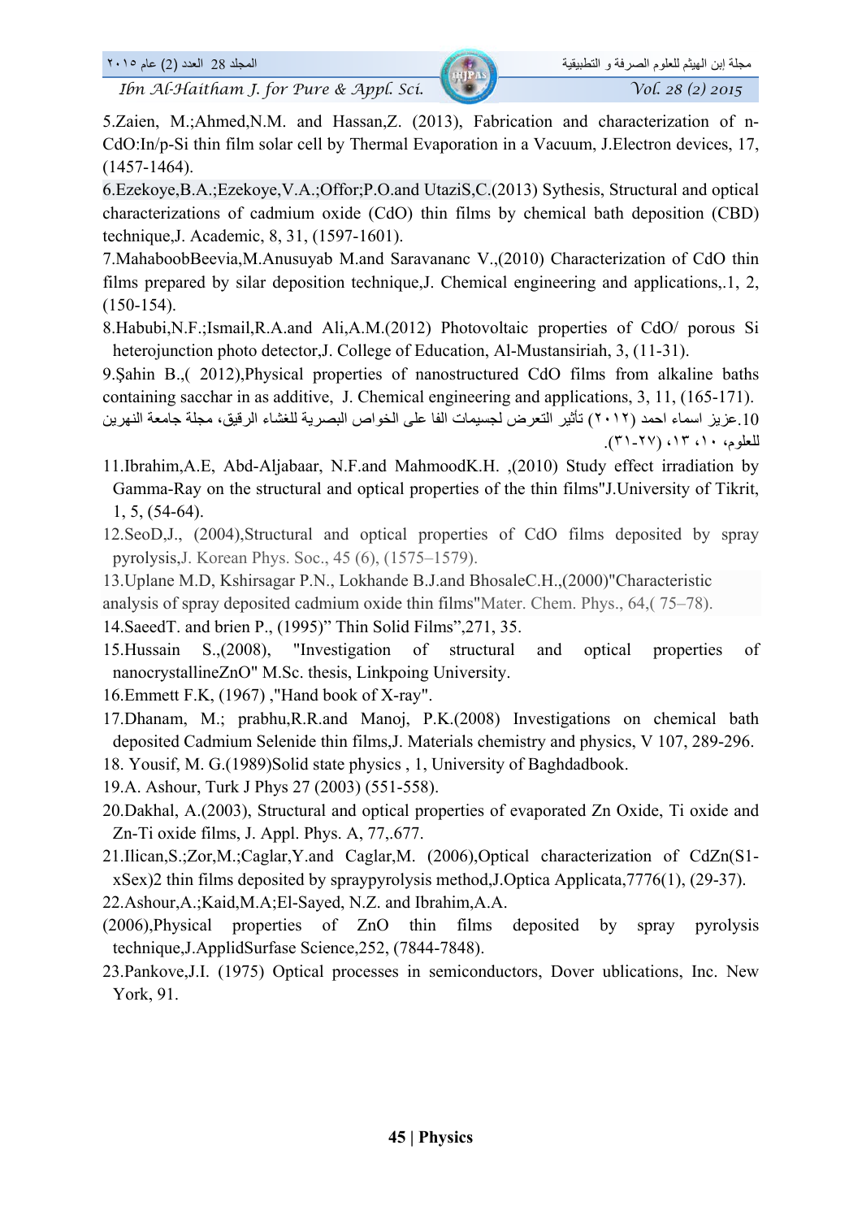5.Zaien, M.;Ahmed,N.M. and Hassan,Z. (2013), Fabrication and characterization of n-CdO:In/p-Si thin film solar cell by Thermal Evaporation in a Vacuum, J.Electron devices, 17, (1457-1464).

6.Ezekoye,B.A.;Ezekoye,V.A.;Offor;P.O.and UtaziS,C.(2013) Sythesis, Structural and optical characterizations of cadmium oxide (CdO) thin films by chemical bath deposition (CBD) technique,J. Academic, 8, 31, (1597-1601).

7.MahaboobBeevia,M.Anusuyab M.and Saravananc V.,(2010) Characterization of CdO thin films prepared by silar deposition technique,J. Chemical engineering and applications,.1, 2, (150-154).

8.Habubi,N.F.;Ismail,R.A.and Ali,A.M.(2012) Photovoltaic properties of CdO/ porous Si heterojunction photo detector,J. College of Education, Al-Mustansiriah, 3, (11-31).

9.Şahin B.,( 2012),Physical properties of nanostructured CdO films from alkaline baths containing sacchar in as additive, J. Chemical engineering and applications, 3, 11, (165-171).

10.عزيز اسماء احمد (٢٠١٢) تأثير التعرض لجسيمات الفا على الخواص البصرية للغشاء الرقيق، مجلة جامعة النهرين للعلوم، ١٠، ١٣، (٢٧-٣١).

11.Ibrahim,A.E, Abd-Aljabaar, N.F.and MahmoodK.H. ,(2010) Study effect irradiation by Gamma-Ray on the structural and optical properties of the thin films"J.University of Tikrit, 1, 5, (54-64).

12.SeoD,J., (2004),Structural and optical properties of CdO films deposited by spray pyrolysis,J. Korean Phys. Soc., 45 (6), (1575–1579).

13.Uplane M.D, Kshirsagar P.N., Lokhande B.J.and BhosaleC.H.,(2000)"Characteristic analysis of spray deposited cadmium oxide thin films"Mater. Chem. Phys., 64,( 75–78).

14.SaeedT. and brien P., (1995)" Thin Solid Films",271, 35.

15.Hussain S.,(2008), "Investigation of structural and optical properties of nanocrystallineZnO" M.Sc. thesis, Linkpoing University.

16.Emmett F.K, (1967) ,"Hand book of X-ray".

17.Dhanam, M.; prabhu,R.R.and Manoj, P.K.(2008) Investigations on chemical bath deposited Cadmium Selenide thin films,J. Materials chemistry and physics, V 107, 289-296.

18. Yousif, M. G.(1989)Solid state physics , 1, University of Baghdadbook.

19.A. Ashour, Turk J Phys 27 (2003) (551-558).

20.Dakhal, A.(2003), Structural and optical properties of evaporated Zn Oxide, Ti oxide and Zn-Ti oxide films, J. Appl. Phys. A, 77,.677.

21.Ilican,S.;Zor,M.;Caglar,Y.and Caglar,M. (2006),Optical characterization of CdZn(S1-xSex)2 thin films deposited by spraypyrolysis method,J.Optica Applicata,7776(1), (29-37).

22.Ashour,A.;Kaid,M.A;El-Sayed, N.Z. and Ibrahim,A.A. (2006),Physical properties of ZnO thin films deposited by spray pyrolysis technique,J.ApplidSurfase Science,252, (7844-7848).

23.Pankove,J.I. (1975) Optical processes in semiconductors, Dover ublications, Inc. New York, 91.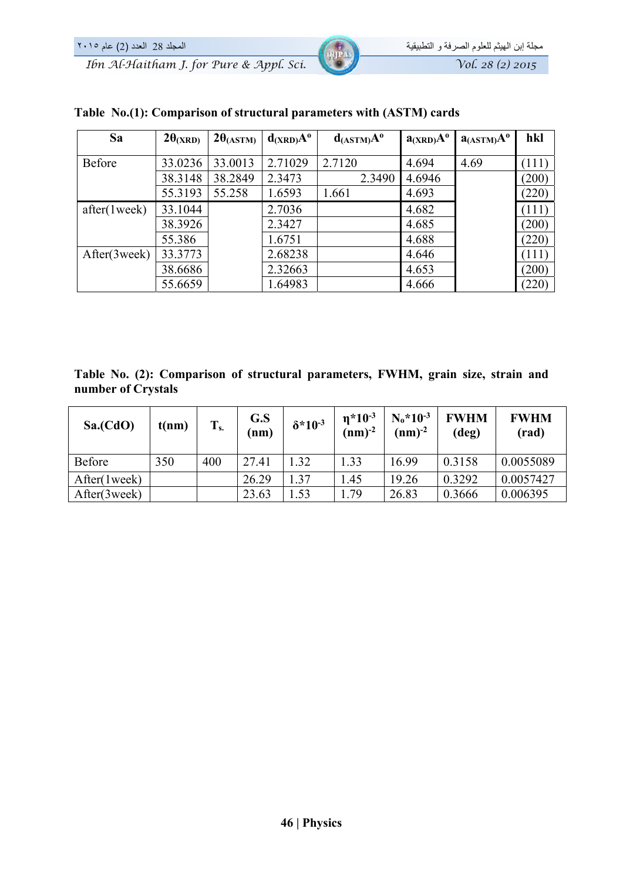**Table No.(1): Comparison of structural parameters with (ASTM) cards**

| Sa | $2\theta_{(XRD)}$ | $2\theta_{(ASTM)}$ | $d_{(XRD)}A^o$ | $d_{(ASTM)}A^o$ | $a_{(XRD)}A^o$ | $a_{(ASTM)}A^o$ | hkl |
|---|---|---|---|---|---|---|---|
| Before | 33.0236 | 33.0013 | 2.71029 | 2.7120 | 4.694 | 4.69 | (111) |
| | 38.3148 | 38.2849 | 2.3473 | 2.3490 | 4.6946 | | (200) |
| | 55.3193 | 55.258 | 1.6593 | 1.661 | 4.693 | | (220) |
| after(1week) | 33.1044 | | 2.7036 | | 4.682 | | (111) |
| | 38.3926 | | 2.3427 | | 4.685 | | (200) |
| | 55.386 | | 1.6751 | | 4.688 | | (220) |
| After(3week) | 33.3773 | | 2.68238 | | 4.646 | | (111) |
| | 38.6686 | | 2.32663 | | 4.653 | | (200) |
| | 55.6659 | | 1.64983 | | 4.666 | | (220) |

**Table No. (2): Comparison of structural parameters, FWHM, grain size, strain and number of Crystals**

| Sa.(CdO) | t(nm) | $T_{s.}$ | G.S (nm) | $\delta*10^{-3}$ | $\eta*10^{-3}$ $(nm)^{-2}$ | $N_o*10^{-3}$ $(nm)^{-2}$ | FWHM (deg) | FWHM (rad) |
|---|---|---|---|---|---|---|---|---|
| Before | 350 | 400 | 27.41 | 1.32 | 1.33 | 16.99 | 0.3158 | 0.0055089 |
| After(1week) | | | 26.29 | 1.37 | 1.45 | 19.26 | 0.3292 | 0.0057427 |
| After(3week) | | | 23.63 | 1.53 | 1.79 | 26.83 | 0.3666 | 0.006395 |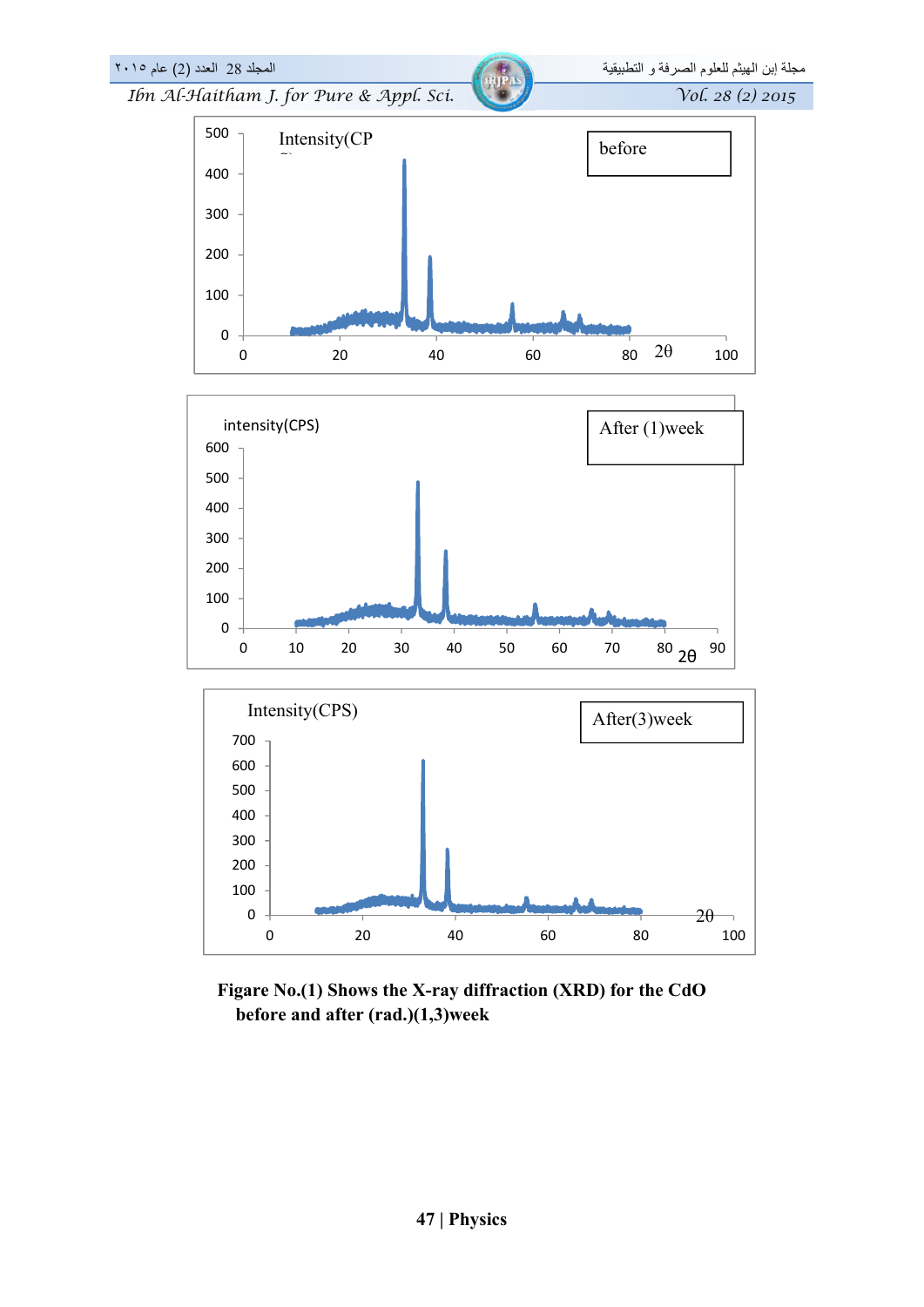Figare No.(1) Shows the X-ray diffraction (XRD) for the CdO before and after (rad.)(1,3)week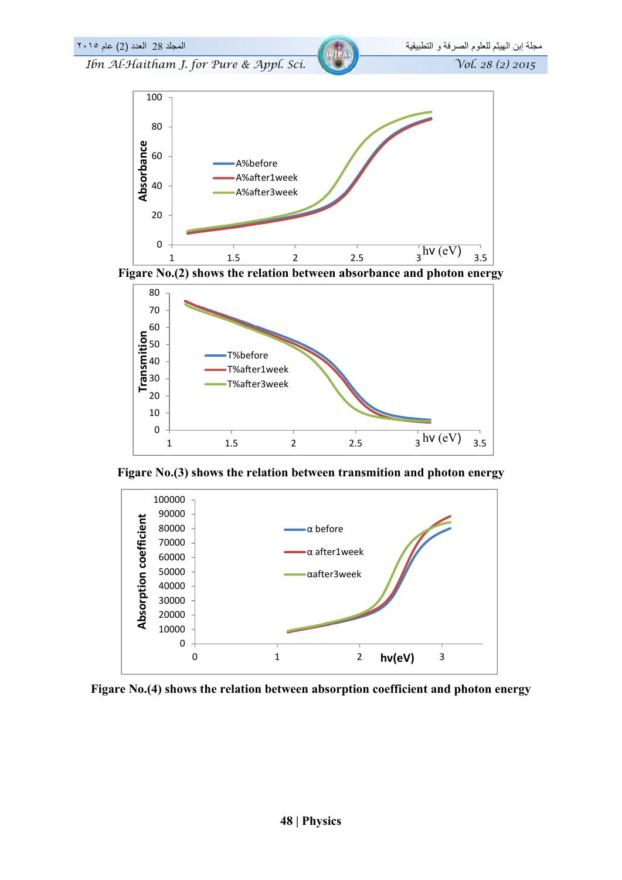Figare No.(2) shows the relation between absorbance and photon energy

Figare No.(3) shows the relation between transmition and photon energy

Figare No.(4) shows the relation between absorption coefficient and photon energy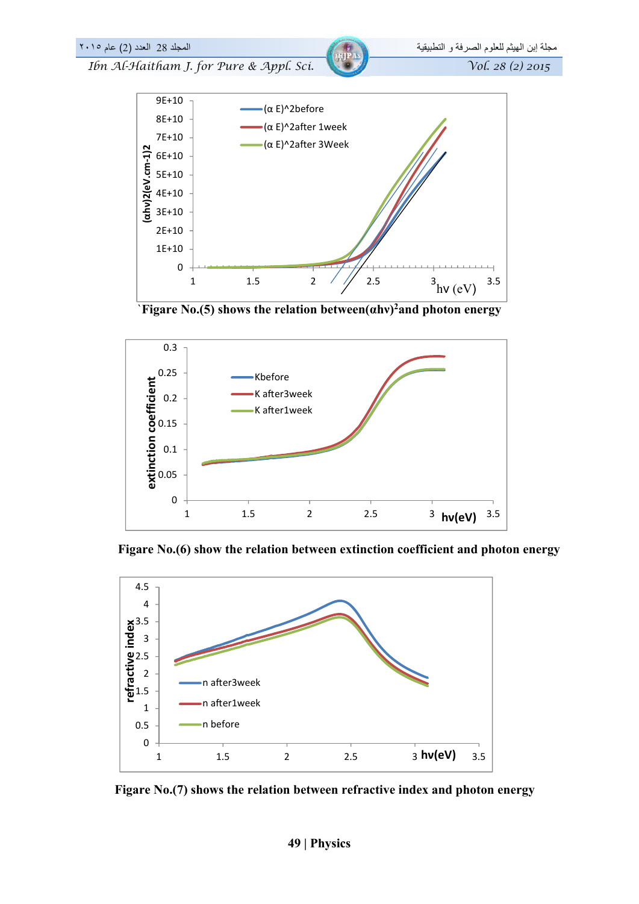`Figare No.(5) shows the relation between$(\alpha h\nu)^2$and photon energy

Figare No.(6) show the relation between extinction coefficient and photon energy

Figare No.(7) shows the relation between refractive index and photon energy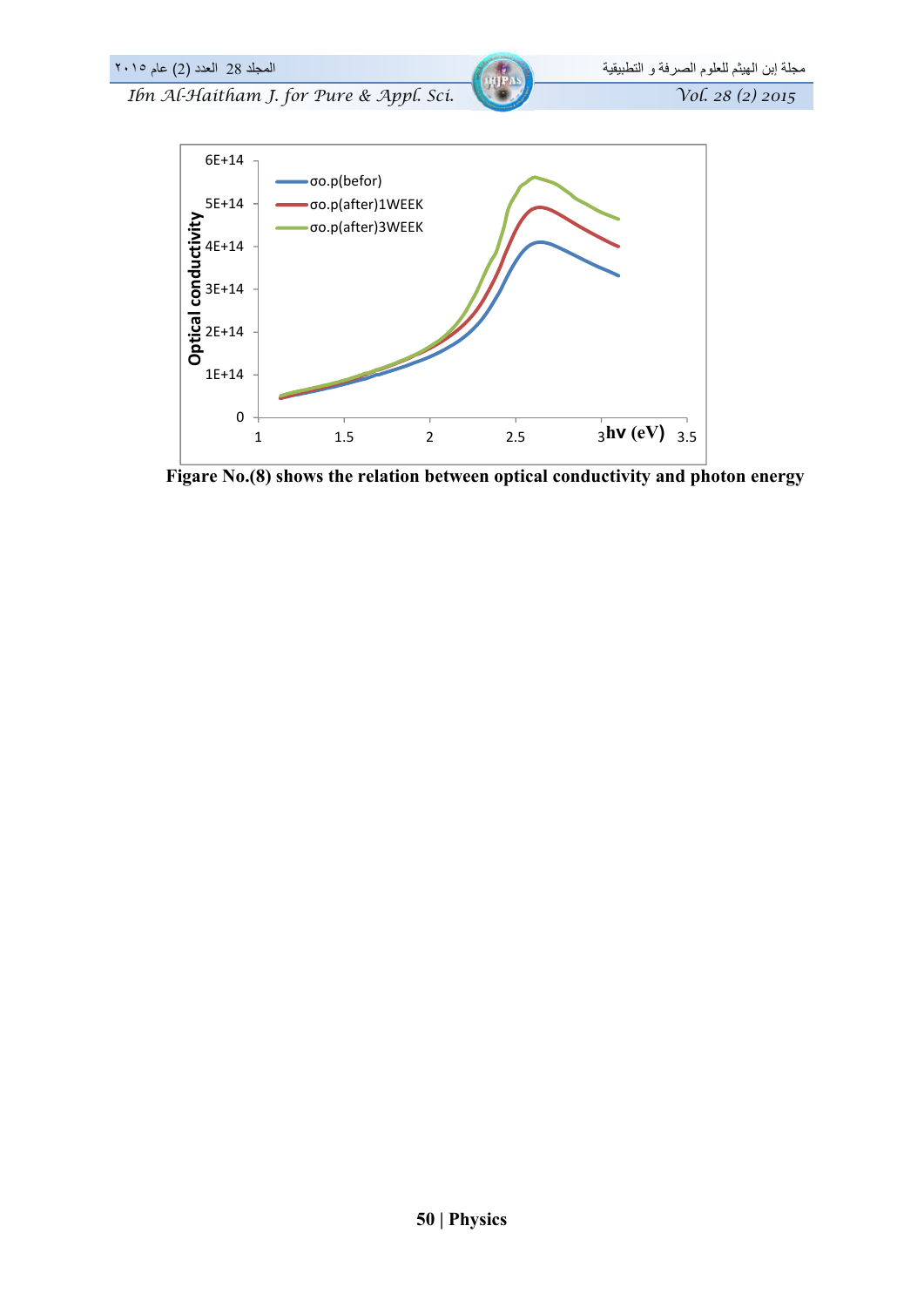Figare No.(8) shows the relation between optical conductivity and photon energy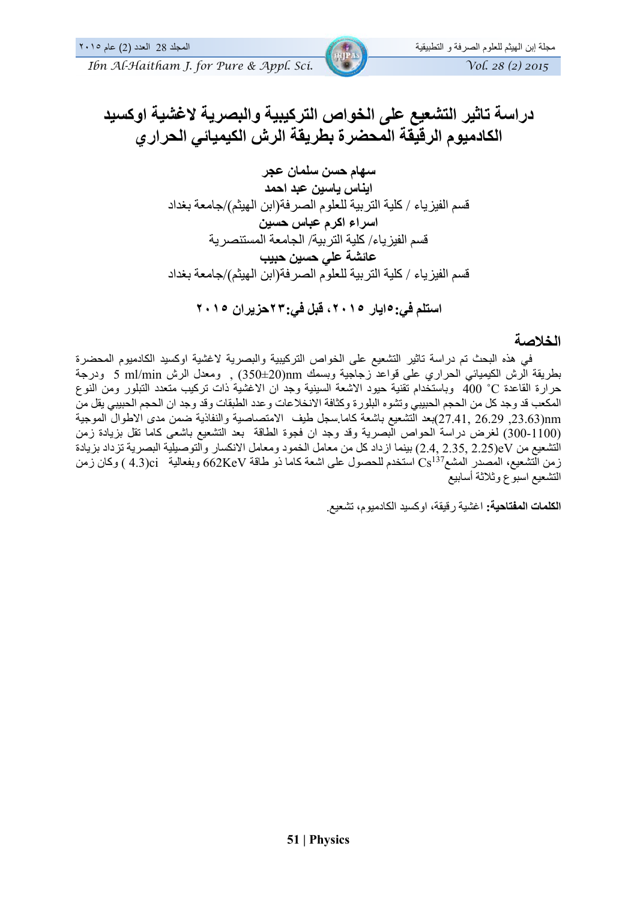# دراسة تاثير التشعيع على الخواص التركيبية والبصرية لاغشية اوكسيد الكادميوم الرقيقة المحضرة بطريقة الرش الكيميائي الحراري

**سهام حسن سلمان عجر**

**ايناس ياسين عبد احمد**

قسم الفيزياء / كلية التربية للعلوم الصرفة(ابن الهيثم)/جامعة بغداد

**اسراء اكرم عباس حسين**

قسم الفيزياء/ كلية التربية/ الجامعة المستنصرية

**عائشة علي حسين حبيب**

قسم الفيزياء / كلية التربية للعلوم الصرفة(ابن الهيثم)/جامعة بغداد

**استلم في:٥ايار ٢٠١٥، قبل في:٢٣حزيران ٢٠١٥**

## الخلاصة

في هذه البحث تم دراسة تاثير التشعيع على الخواص التركيبية والبصرية لاغشية اوكسيد الكادميوم المحضرة بطريقة الرش الكيميائي الحراري على قواعد زجاجية وبسمك (350±20)nm , ومعدل الرش 5 ml/min ودرجة حرارة القاعدة 400 °C وباستخدام تقنية حيود الاشعة السينية وجد ان الاغشية ذات تركيب متعدد التبلور ومن النوع المكعب قد وجد كل من الحجم الحبيبي وتشوه البلورة وكثافة الانخلاعات وعدد الطبقات وقد وجد ان الحجم الحبيبي يقل من (27.41, 26.29 ,23.63)nm بعد التشعيع باشعة كاما.سجل طيف الامتصاصية والنفاذية ضمن مدى الاطوال الموجية (300-1100) لغرض دراسة الحواص البصرية وقد وجد ان فجوة الطاقة بعد التشعيع باشعى كاما تقل بزيادة زمن التشعيع من (2.4, 2.35, 2.25)eV بينما ازداد كل من معامل الخمود ومعامل الانكسار والتوصيلية البصرية تزداد بزيادة زمن التشعيع، المصدر المشع $Cs^{137}$ استخدم للحصول على اشعة كاما ذو طاقة 662KeV وبفعالية (4.3)ci وكان زمن التشعيع اسبوع وثلاثة أسابيع

**الكلمات المفتاحية:** اغشية رقيقة، اوكسيد الكادميوم، تشعيع.